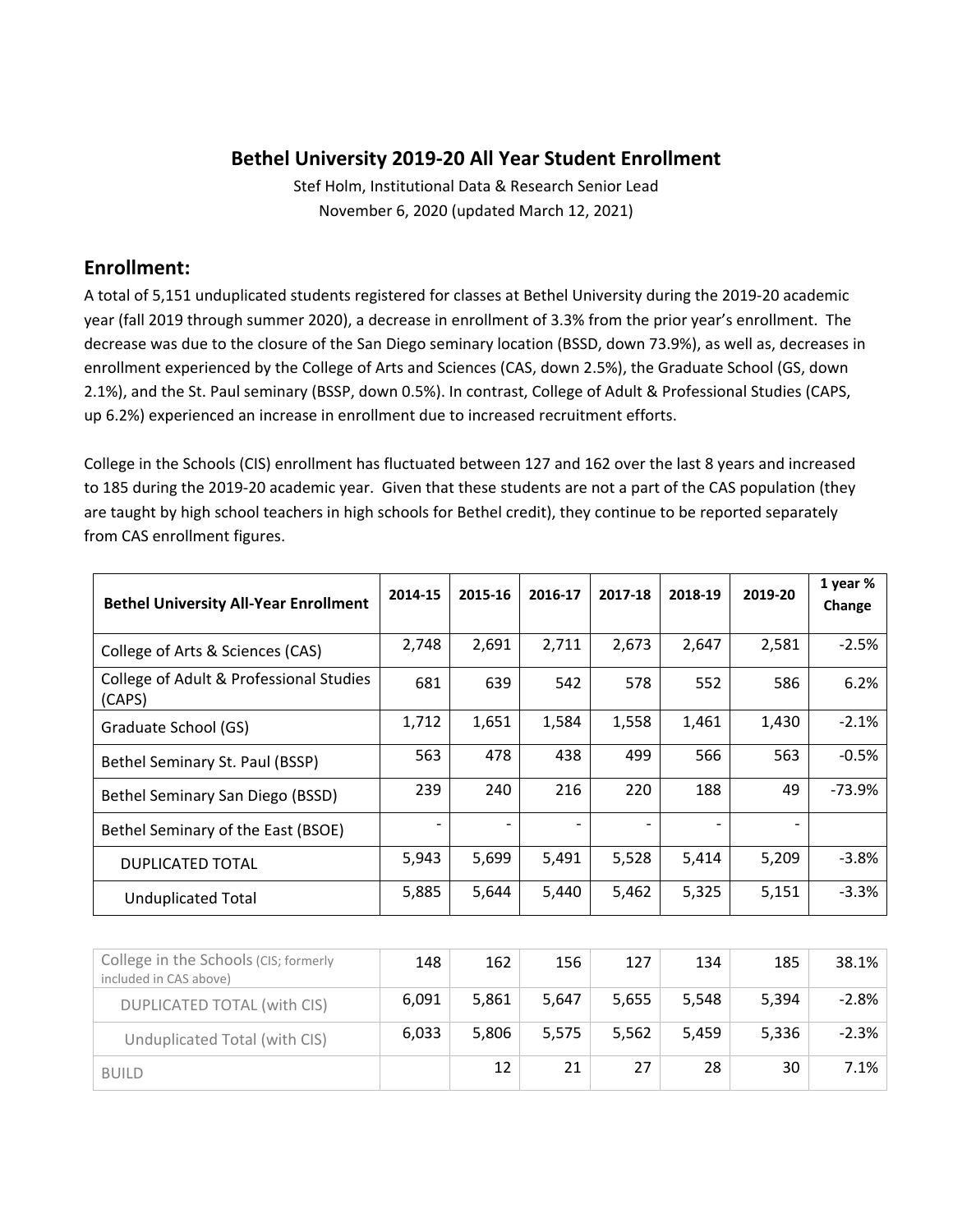# Bethel University 2019-20 All Year Student Enrollment

Stef Holm, Institutional Data & Research Senior Lead
November 6, 2020 (updated March 12, 2021)

## Enrollment:

A total of 5,151 unduplicated students registered for classes at Bethel University during the 2019-20 academic year (fall 2019 through summer 2020), a decrease in enrollment of 3.3% from the prior year's enrollment. The decrease was due to the closure of the San Diego seminary location (BSSD, down 73.9%), as well as, decreases in enrollment experienced by the College of Arts and Sciences (CAS, down 2.5%), the Graduate School (GS, down 2.1%), and the St. Paul seminary (BSSP, down 0.5%). In contrast, College of Adult & Professional Studies (CAPS, up 6.2%) experienced an increase in enrollment due to increased recruitment efforts.

College in the Schools (CIS) enrollment has fluctuated between 127 and 162 over the last 8 years and increased to 185 during the 2019-20 academic year. Given that these students are not a part of the CAS population (they are taught by high school teachers in high schools for Bethel credit), they continue to be reported separately from CAS enrollment figures.

| Bethel University All-Year Enrollment | 2014-15 | 2015-16 | 2016-17 | 2017-18 | 2018-19 | 2019-20 | 1 year % Change |
|---|---|---|---|---|---|---|---|
| College of Arts & Sciences (CAS) | 2,748 | 2,691 | 2,711 | 2,673 | 2,647 | 2,581 | -2.5% |
| College of Adult & Professional Studies (CAPS) | 681 | 639 | 542 | 578 | 552 | 586 | 6.2% |
| Graduate School (GS) | 1,712 | 1,651 | 1,584 | 1,558 | 1,461 | 1,430 | -2.1% |
| Bethel Seminary St. Paul (BSSP) | 563 | 478 | 438 | 499 | 566 | 563 | -0.5% |
| Bethel Seminary San Diego (BSSD) | 239 | 240 | 216 | 220 | 188 | 49 | -73.9% |
| Bethel Seminary of the East (BSOE) | - | - | - | - | - | - | |
| DUPLICATED TOTAL | 5,943 | 5,699 | 5,491 | 5,528 | 5,414 | 5,209 | -3.8% |
| Unduplicated Total | 5,885 | 5,644 | 5,440 | 5,462 | 5,325 | 5,151 | -3.3% |

| | | | | | | | |
|---|---|---|---|---|---|---|---|
| College in the Schools (CIS; formerly included in CAS above) | 148 | 162 | 156 | 127 | 134 | 185 | 38.1% |
| DUPLICATED TOTAL (with CIS) | 6,091 | 5,861 | 5,647 | 5,655 | 5,548 | 5,394 | -2.8% |
| Unduplicated Total (with CIS) | 6,033 | 5,806 | 5,575 | 5,562 | 5,459 | 5,336 | -2.3% |
| BUILD | | 12 | 21 | 27 | 28 | 30 | 7.1% |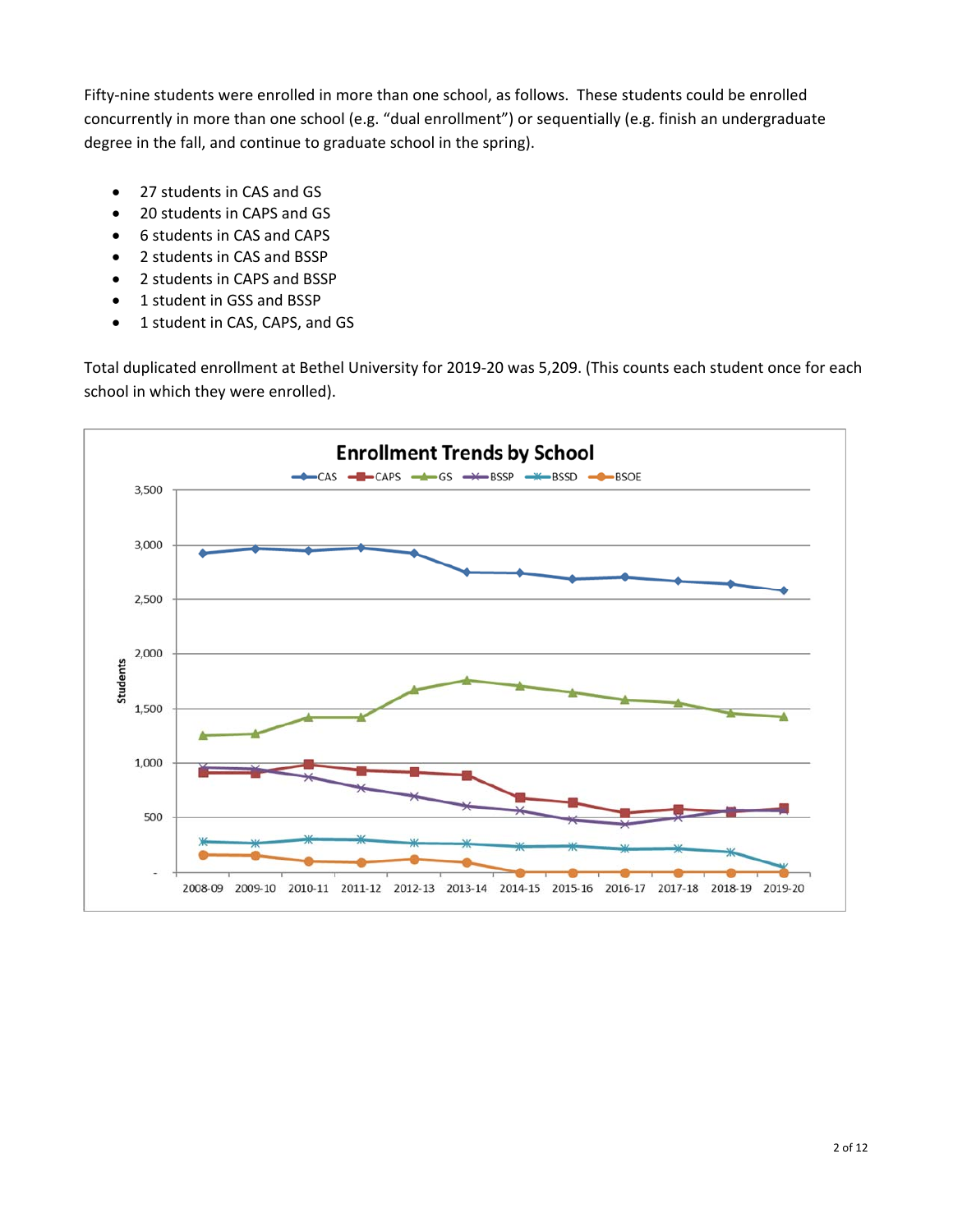Fifty-nine students were enrolled in more than one school, as follows. These students could be enrolled concurrently in more than one school (e.g. "dual enrollment") or sequentially (e.g. finish an undergraduate degree in the fall, and continue to graduate school in the spring).

- 27 students in CAS and GS
- 20 students in CAPS and GS
- 6 students in CAS and CAPS
- 2 students in CAS and BSSP
- 2 students in CAPS and BSSP
- 1 student in GSS and BSSP
- 1 student in CAS, CAPS, and GS

Total duplicated enrollment at Bethel University for 2019-20 was 5,209. (This counts each student once for each school in which they were enrolled).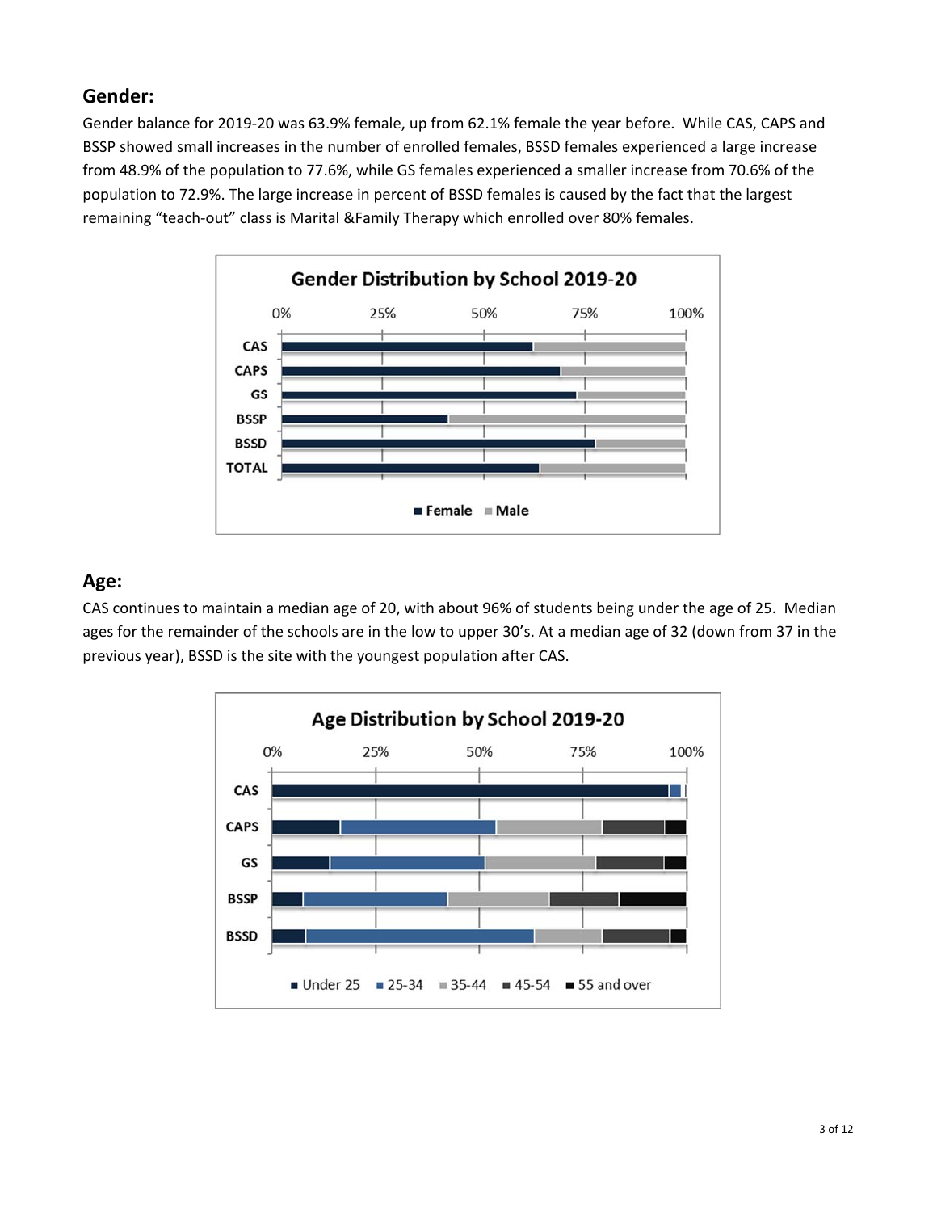## Gender:

Gender balance for 2019-20 was 63.9% female, up from 62.1% female the year before. While CAS, CAPS and BSSP showed small increases in the number of enrolled females, BSSD females experienced a large increase from 48.9% of the population to 77.6%, while GS females experienced a smaller increase from 70.6% of the population to 72.9%. The large increase in percent of BSSD females is caused by the fact that the largest remaining "teach-out" class is Marital &Family Therapy which enrolled over 80% females.

## Age:

CAS continues to maintain a median age of 20, with about 96% of students being under the age of 25. Median ages for the remainder of the schools are in the low to upper 30's. At a median age of 32 (down from 37 in the previous year), BSSD is the site with the youngest population after CAS.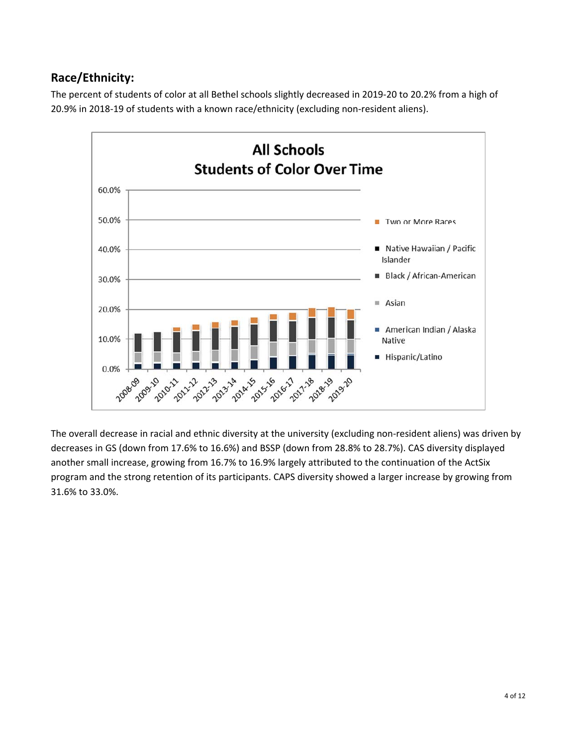## Race/Ethnicity:

The percent of students of color at all Bethel schools slightly decreased in 2019-20 to 20.2% from a high of 20.9% in 2018-19 of students with a known race/ethnicity (excluding non-resident aliens).

The overall decrease in racial and ethnic diversity at the university (excluding non-resident aliens) was driven by decreases in GS (down from 17.6% to 16.6%) and BSSP (down from 28.8% to 28.7%). CAS diversity displayed another small increase, growing from 16.7% to 16.9% largely attributed to the continuation of the ActSix program and the strong retention of its participants. CAPS diversity showed a larger increase by growing from 31.6% to 33.0%.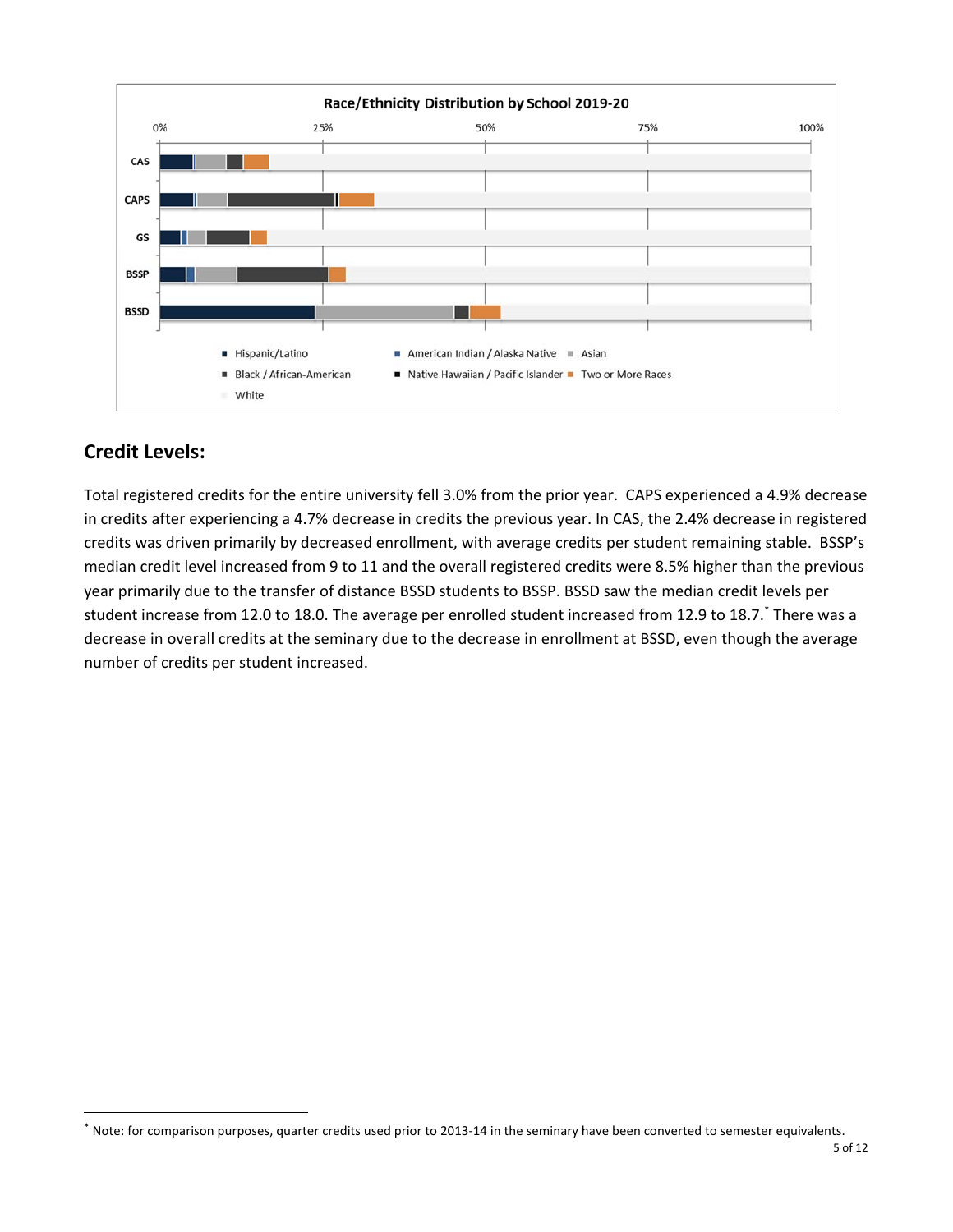**Race/Ethnicity Distribution by School 2019-20**

0% | 25% | 50% | 75% | 100%

CAS

CAPS

GS

BSSP

BSSD

■ Hispanic/Latino ■ American Indian / Alaska Native ■ Asian
■ Black / African-American ■ Native Hawaiian / Pacific Islander ■ Two or More Races
■ White

## Credit Levels:

Total registered credits for the entire university fell 3.0% from the prior year. CAPS experienced a 4.9% decrease in credits after experiencing a 4.7% decrease in credits the previous year. In CAS, the 2.4% decrease in registered credits was driven primarily by decreased enrollment, with average credits per student remaining stable. BSSP's median credit level increased from 9 to 11 and the overall registered credits were 8.5% higher than the previous year primarily due to the transfer of distance BSSD students to BSSP. BSSD saw the median credit levels per student increase from 12.0 to 18.0. The average per enrolled student increased from 12.9 to 18.7.[*] There was a decrease in overall credits at the seminary due to the decrease in enrollment at BSSD, even though the average number of credits per student increased.

[*] Note: for comparison purposes, quarter credits used prior to 2013-14 in the seminary have been converted to semester equivalents.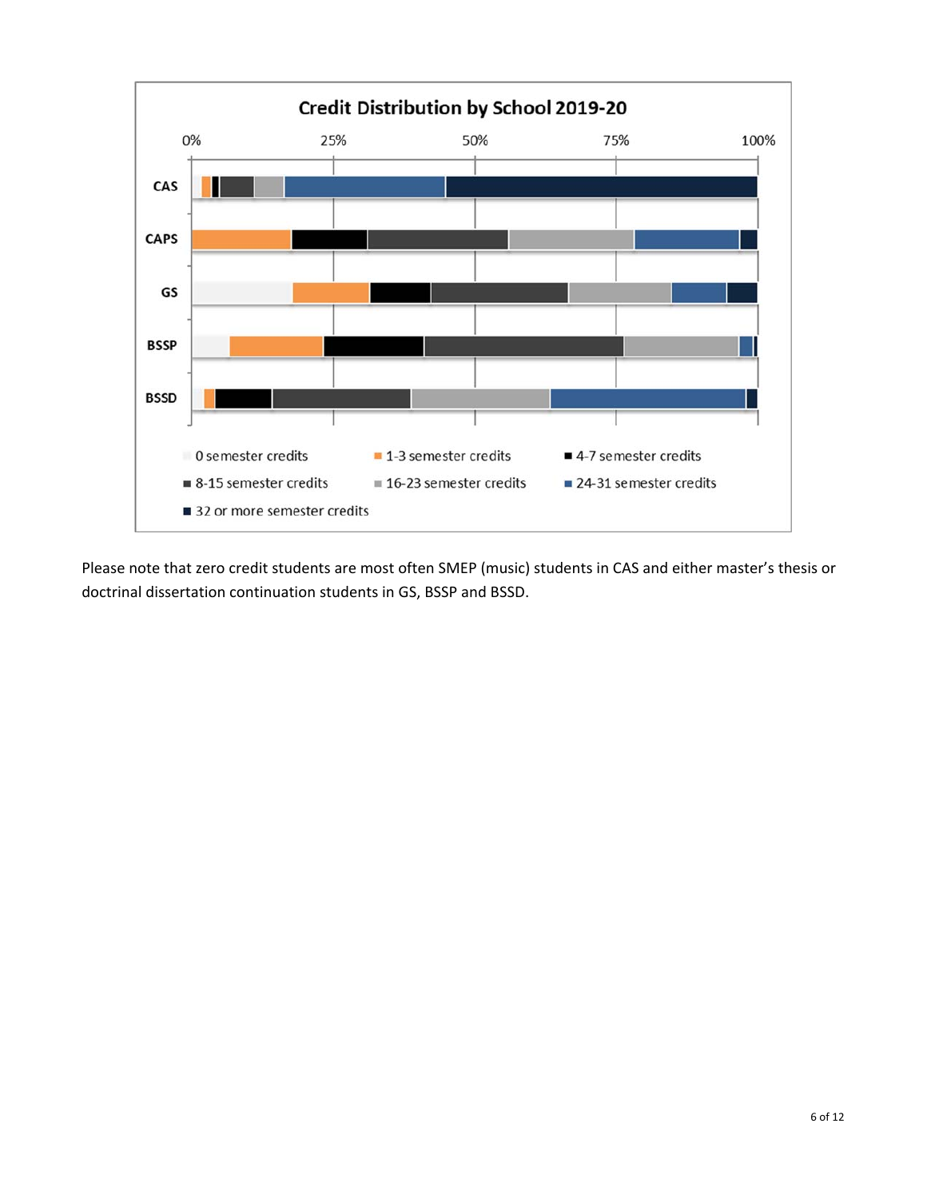**Credit Distribution by School 2019-20**

Please note that zero credit students are most often SMEP (music) students in CAS and either master's thesis or doctrinal dissertation continuation students in GS, BSSP and BSSD.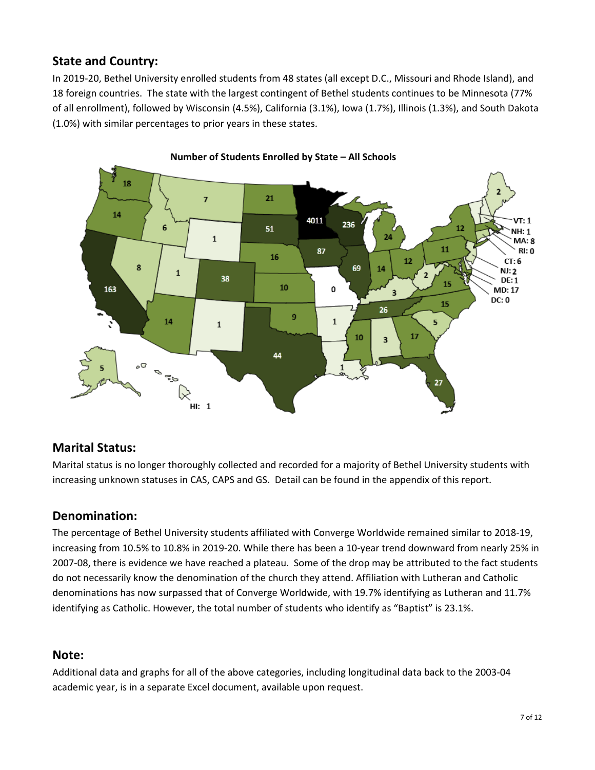## State and Country:

In 2019-20, Bethel University enrolled students from 48 states (all except D.C., Missouri and Rhode Island), and 18 foreign countries. The state with the largest contingent of Bethel students continues to be Minnesota (77% of all enrollment), followed by Wisconsin (4.5%), California (3.1%), Iowa (1.7%), Illinois (1.3%), and South Dakota (1.0%) with similar percentages to prior years in these states.

**Number of Students Enrolled by State – All Schools**

## Marital Status:

Marital status is no longer thoroughly collected and recorded for a majority of Bethel University students with increasing unknown statuses in CAS, CAPS and GS. Detail can be found in the appendix of this report.

## Denomination:

The percentage of Bethel University students affiliated with Converge Worldwide remained similar to 2018-19, increasing from 10.5% to 10.8% in 2019-20. While there has been a 10-year trend downward from nearly 25% in 2007-08, there is evidence we have reached a plateau. Some of the drop may be attributed to the fact students do not necessarily know the denomination of the church they attend. Affiliation with Lutheran and Catholic denominations has now surpassed that of Converge Worldwide, with 19.7% identifying as Lutheran and 11.7% identifying as Catholic. However, the total number of students who identify as "Baptist" is 23.1%.

## Note:

Additional data and graphs for all of the above categories, including longitudinal data back to the 2003-04 academic year, is in a separate Excel document, available upon request.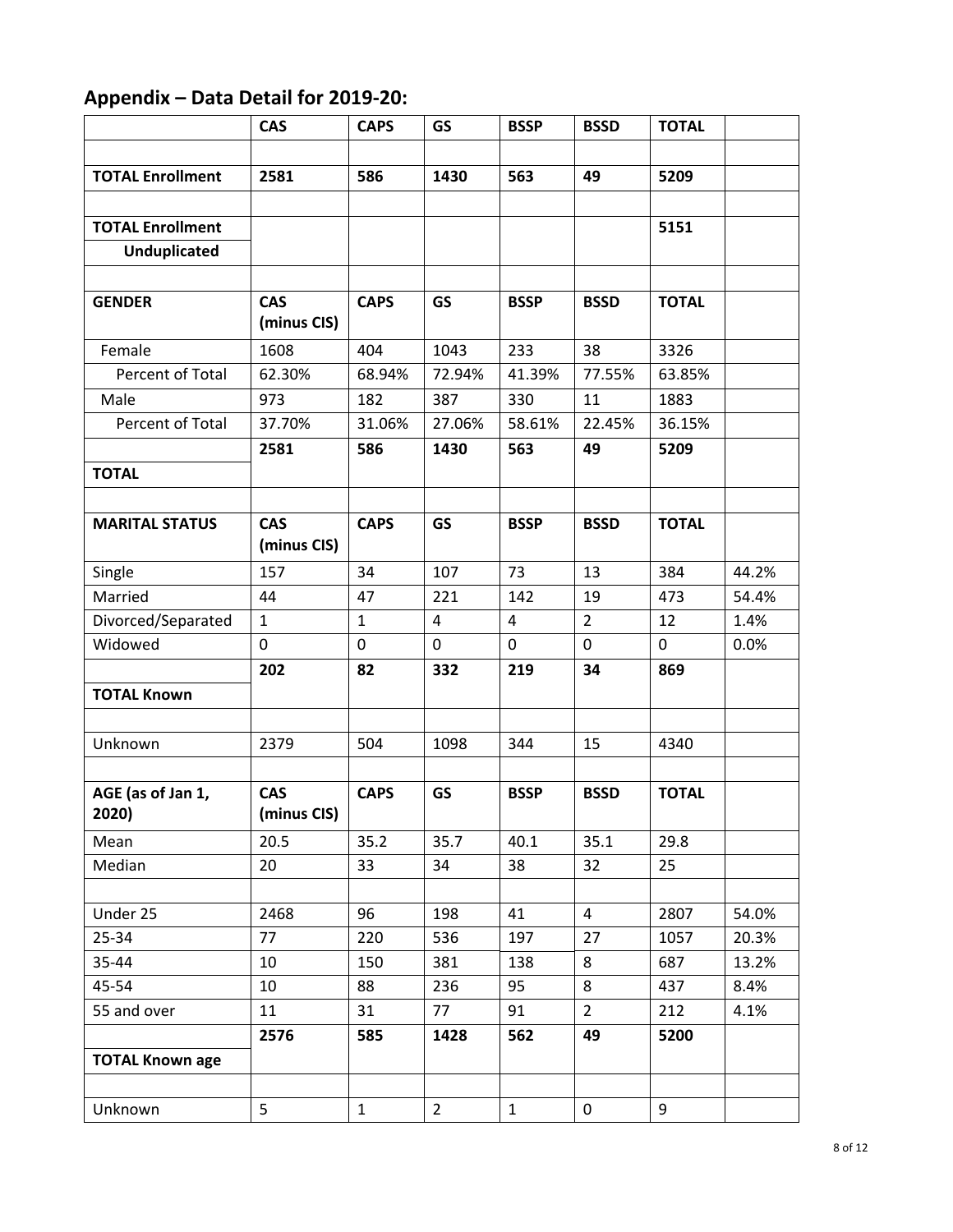## Appendix – Data Detail for 2019-20:

| | CAS | CAPS | GS | BSSP | BSSD | TOTAL | |
|---|---|---|---|---|---|---|---|
| | | | | | | | |
| **TOTAL Enrollment** | **2581** | **586** | **1430** | **563** | **49** | **5209** | |
| | | | | | | | |
| **TOTAL Enrollment Unduplicated** | | | | | | **5151** | |
| | | | | | | | |
| **GENDER** | **CAS (minus CIS)** | **CAPS** | **GS** | **BSSP** | **BSSD** | **TOTAL** | |
| Female | 1608 | 404 | 1043 | 233 | 38 | 3326 | |
| Percent of Total | 62.30% | 68.94% | 72.94% | 41.39% | 77.55% | 63.85% | |
| Male | 973 | 182 | 387 | 330 | 11 | 1883 | |
| Percent of Total | 37.70% | 31.06% | 27.06% | 58.61% | 22.45% | 36.15% | |
| **TOTAL** | **2581** | **586** | **1430** | **563** | **49** | **5209** | |
| | | | | | | | |
| **MARITAL STATUS** | **CAS (minus CIS)** | **CAPS** | **GS** | **BSSP** | **BSSD** | **TOTAL** | |
| Single | 157 | 34 | 107 | 73 | 13 | 384 | 44.2% |
| Married | 44 | 47 | 221 | 142 | 19 | 473 | 54.4% |
| Divorced/Separated | 1 | 1 | 4 | 4 | 2 | 12 | 1.4% |
| Widowed | 0 | 0 | 0 | 0 | 0 | 0 | 0.0% |
| **TOTAL Known** | **202** | **82** | **332** | **219** | **34** | **869** | |
| | | | | | | | |
| Unknown | 2379 | 504 | 1098 | 344 | 15 | 4340 | |
| | | | | | | | |
| **AGE (as of Jan 1, 2020)** | **CAS (minus CIS)** | **CAPS** | **GS** | **BSSP** | **BSSD** | **TOTAL** | |
| Mean | 20.5 | 35.2 | 35.7 | 40.1 | 35.1 | 29.8 | |
| Median | 20 | 33 | 34 | 38 | 32 | 25 | |
| | | | | | | | |
| Under 25 | 2468 | 96 | 198 | 41 | 4 | 2807 | 54.0% |
| 25-34 | 77 | 220 | 536 | 197 | 27 | 1057 | 20.3% |
| 35-44 | 10 | 150 | 381 | 138 | 8 | 687 | 13.2% |
| 45-54 | 10 | 88 | 236 | 95 | 8 | 437 | 8.4% |
| 55 and over | 11 | 31 | 77 | 91 | 2 | 212 | 4.1% |
| **TOTAL Known age** | **2576** | **585** | **1428** | **562** | **49** | **5200** | |
| | | | | | | | |
| Unknown | 5 | 1 | 2 | 1 | 0 | 9 | |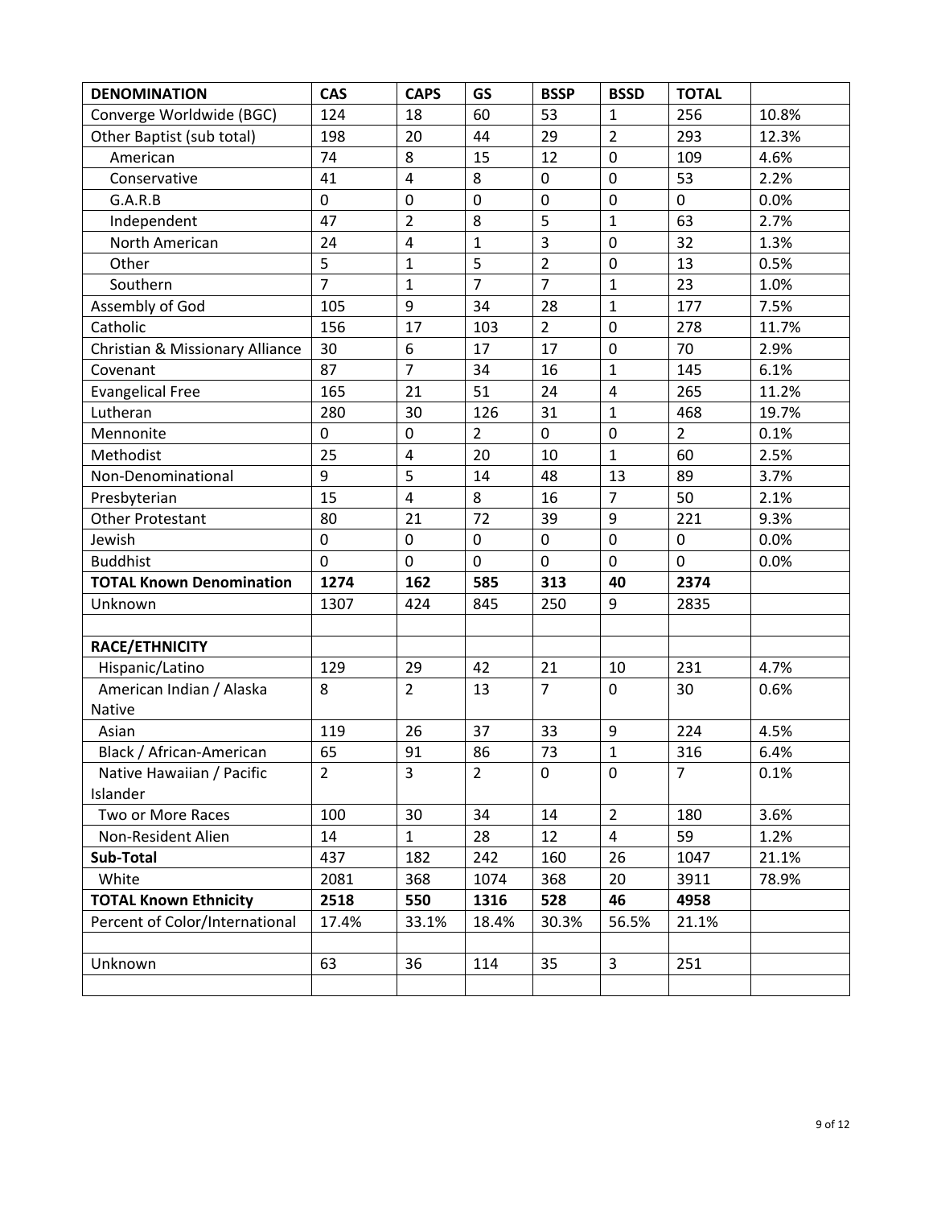| DENOMINATION | CAS | CAPS | GS | BSSP | BSSD | TOTAL | |
|---|---|---|---|---|---|---|---|
| Converge Worldwide (BGC) | 124 | 18 | 60 | 53 | 1 | 256 | 10.8% |
| Other Baptist (sub total) | 198 | 20 | 44 | 29 | 2 | 293 | 12.3% |
| American | 74 | 8 | 15 | 12 | 0 | 109 | 4.6% |
| Conservative | 41 | 4 | 8 | 0 | 0 | 53 | 2.2% |
| G.A.R.B | 0 | 0 | 0 | 0 | 0 | 0 | 0.0% |
| Independent | 47 | 2 | 8 | 5 | 1 | 63 | 2.7% |
| North American | 24 | 4 | 1 | 3 | 0 | 32 | 1.3% |
| Other | 5 | 1 | 5 | 2 | 0 | 13 | 0.5% |
| Southern | 7 | 1 | 7 | 7 | 1 | 23 | 1.0% |
| Assembly of God | 105 | 9 | 34 | 28 | 1 | 177 | 7.5% |
| Catholic | 156 | 17 | 103 | 2 | 0 | 278 | 11.7% |
| Christian & Missionary Alliance | 30 | 6 | 17 | 17 | 0 | 70 | 2.9% |
| Covenant | 87 | 7 | 34 | 16 | 1 | 145 | 6.1% |
| Evangelical Free | 165 | 21 | 51 | 24 | 4 | 265 | 11.2% |
| Lutheran | 280 | 30 | 126 | 31 | 1 | 468 | 19.7% |
| Mennonite | 0 | 0 | 2 | 0 | 0 | 2 | 0.1% |
| Methodist | 25 | 4 | 20 | 10 | 1 | 60 | 2.5% |
| Non-Denominational | 9 | 5 | 14 | 48 | 13 | 89 | 3.7% |
| Presbyterian | 15 | 4 | 8 | 16 | 7 | 50 | 2.1% |
| Other Protestant | 80 | 21 | 72 | 39 | 9 | 221 | 9.3% |
| Jewish | 0 | 0 | 0 | 0 | 0 | 0 | 0.0% |
| Buddhist | 0 | 0 | 0 | 0 | 0 | 0 | 0.0% |
| **TOTAL Known Denomination** | **1274** | **162** | **585** | **313** | **40** | **2374** | |
| Unknown | 1307 | 424 | 845 | 250 | 9 | 2835 | |
| | | | | | | | |
| **RACE/ETHNICITY** | | | | | | | |
| Hispanic/Latino | 129 | 29 | 42 | 21 | 10 | 231 | 4.7% |
| American Indian / Alaska Native | 8 | 2 | 13 | 7 | 0 | 30 | 0.6% |
| Asian | 119 | 26 | 37 | 33 | 9 | 224 | 4.5% |
| Black / African-American | 65 | 91 | 86 | 73 | 1 | 316 | 6.4% |
| Native Hawaiian / Pacific Islander | 2 | 3 | 2 | 0 | 0 | 7 | 0.1% |
| Two or More Races | 100 | 30 | 34 | 14 | 2 | 180 | 3.6% |
| Non-Resident Alien | 14 | 1 | 28 | 12 | 4 | 59 | 1.2% |
| **Sub-Total** | 437 | 182 | 242 | 160 | 26 | 1047 | 21.1% |
| White | 2081 | 368 | 1074 | 368 | 20 | 3911 | 78.9% |
| **TOTAL Known Ethnicity** | **2518** | **550** | **1316** | **528** | **46** | **4958** | |
| Percent of Color/International | 17.4% | 33.1% | 18.4% | 30.3% | 56.5% | 21.1% | |
| | | | | | | | |
| Unknown | 63 | 36 | 114 | 35 | 3 | 251 | |
| | | | | | | | |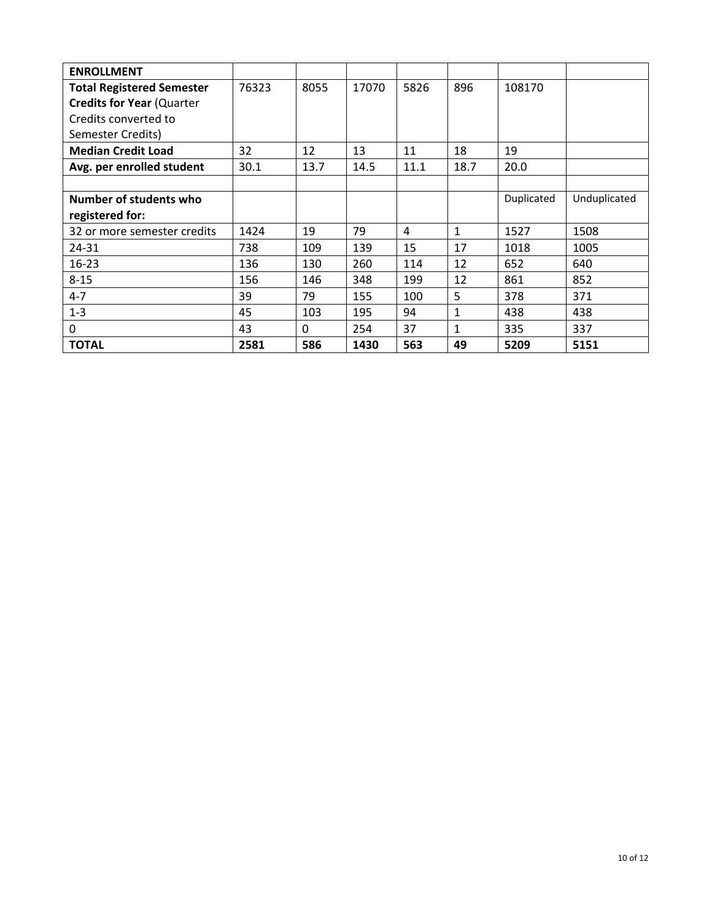| **ENROLLMENT** | | | | | | | |
|---|---|---|---|---|---|---|---|
| **Total Registered Semester Credits for Year** (Quarter Credits converted to Semester Credits) | 76323 | 8055 | 17070 | 5826 | 896 | 108170 | |
| **Median Credit Load** | 32 | 12 | 13 | 11 | 18 | 19 | |
| **Avg. per enrolled student** | 30.1 | 13.7 | 14.5 | 11.1 | 18.7 | 20.0 | |
| | | | | | | | |
| **Number of students who registered for:** | | | | | | Duplicated | Unduplicated |
| 32 or more semester credits | 1424 | 19 | 79 | 4 | 1 | 1527 | 1508 |
| 24-31 | 738 | 109 | 139 | 15 | 17 | 1018 | 1005 |
| 16-23 | 136 | 130 | 260 | 114 | 12 | 652 | 640 |
| 8-15 | 156 | 146 | 348 | 199 | 12 | 861 | 852 |
| 4-7 | 39 | 79 | 155 | 100 | 5 | 378 | 371 |
| 1-3 | 45 | 103 | 195 | 94 | 1 | 438 | 438 |
| 0 | 43 | 0 | 254 | 37 | 1 | 335 | 337 |
| **TOTAL** | **2581** | **586** | **1430** | **563** | **49** | **5209** | **5151** |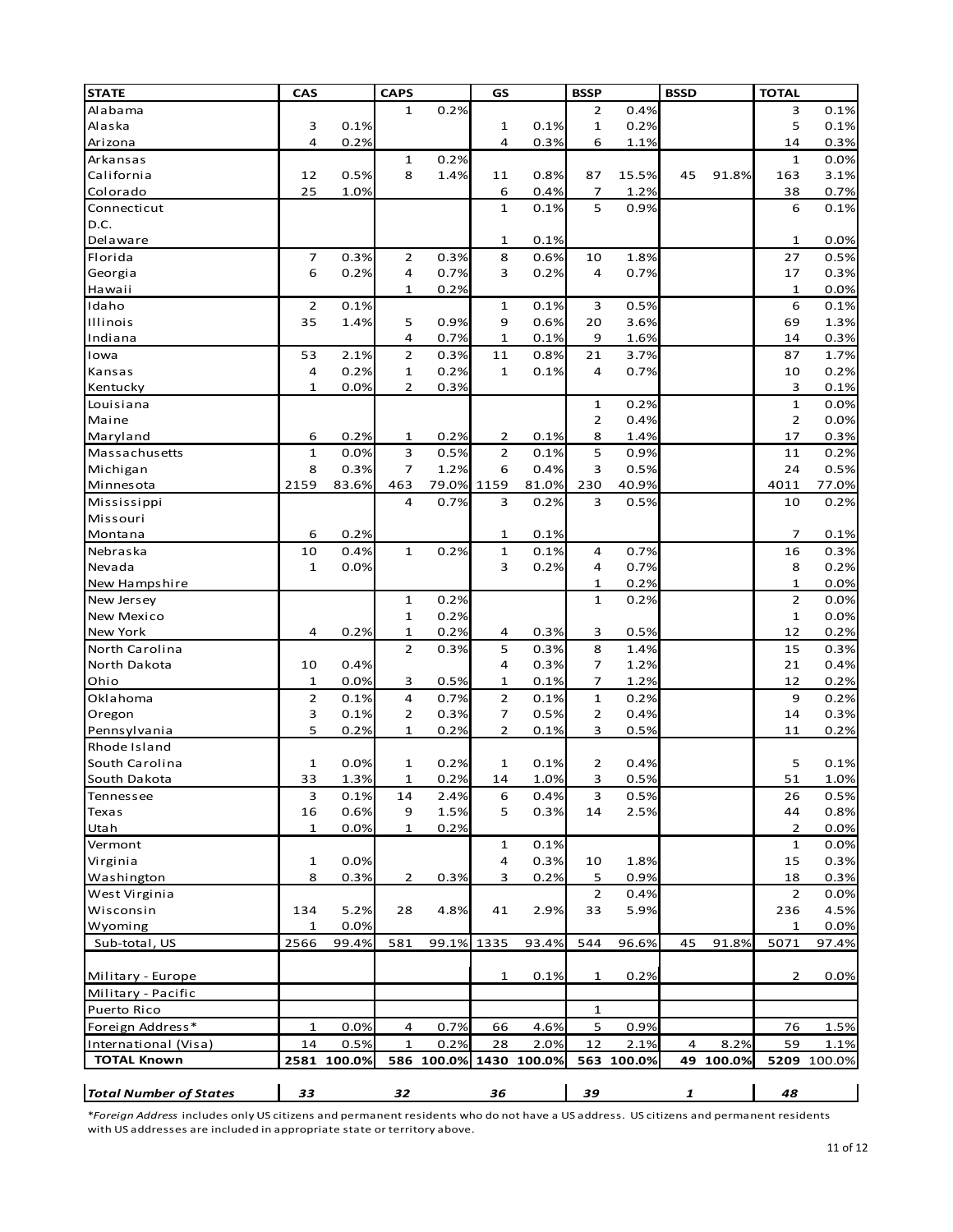| STATE | CAS | | CAPS | | GS | | BSSP | | BSSD | | TOTAL | |
|---|---|---|---|---|---|---|---|---|---|---|---|---|
| Alabama | | | 1 | 0.2% | | | 2 | 0.4% | | | 3 | 0.1% |
| Alaska | 3 | 0.1% | | | 1 | 0.1% | 1 | 0.2% | | | 5 | 0.1% |
| Arizona | 4 | 0.2% | | | 4 | 0.3% | 6 | 1.1% | | | 14 | 0.3% |
| Arkansas | | | 1 | 0.2% | | | | | | | 1 | 0.0% |
| California | 12 | 0.5% | 8 | 1.4% | 11 | 0.8% | 87 | 15.5% | 45 | 91.8% | 163 | 3.1% |
| Colorado | 25 | 1.0% | | | 6 | 0.4% | 7 | 1.2% | | | 38 | 0.7% |
| Connecticut | | | | | 1 | 0.1% | 5 | 0.9% | | | 6 | 0.1% |
| D.C. | | | | | | | | | | | | |
| Delaware | | | | | 1 | 0.1% | | | | | 1 | 0.0% |
| Florida | 7 | 0.3% | 2 | 0.3% | 8 | 0.6% | 10 | 1.8% | | | 27 | 0.5% |
| Georgia | 6 | 0.2% | 4 | 0.7% | 3 | 0.2% | 4 | 0.7% | | | 17 | 0.3% |
| Hawaii | | | 1 | 0.2% | | | | | | | 1 | 0.0% |
| Idaho | 2 | 0.1% | | | 1 | 0.1% | 3 | 0.5% | | | 6 | 0.1% |
| Illinois | 35 | 1.4% | 5 | 0.9% | 9 | 0.6% | 20 | 3.6% | | | 69 | 1.3% |
| Indiana | | | 4 | 0.7% | 1 | 0.1% | 9 | 1.6% | | | 14 | 0.3% |
| Iowa | 53 | 2.1% | 2 | 0.3% | 11 | 0.8% | 21 | 3.7% | | | 87 | 1.7% |
| Kansas | 4 | 0.2% | 1 | 0.2% | 1 | 0.1% | 4 | 0.7% | | | 10 | 0.2% |
| Kentucky | 1 | 0.0% | 2 | 0.3% | | | | | | | 3 | 0.1% |
| Louisiana | | | | | | | 1 | 0.2% | | | 1 | 0.0% |
| Maine | | | | | | | 2 | 0.4% | | | 2 | 0.0% |
| Maryland | 6 | 0.2% | 1 | 0.2% | 2 | 0.1% | 8 | 1.4% | | | 17 | 0.3% |
| Massachusetts | 1 | 0.0% | 3 | 0.5% | 2 | 0.1% | 5 | 0.9% | | | 11 | 0.2% |
| Michigan | 8 | 0.3% | 7 | 1.2% | 6 | 0.4% | 3 | 0.5% | | | 24 | 0.5% |
| Minnesota | 2159 | 83.6% | 463 | 79.0% | 1159 | 81.0% | 230 | 40.9% | | | 4011 | 77.0% |
| Mississippi | | | 4 | 0.7% | 3 | 0.2% | 3 | 0.5% | | | 10 | 0.2% |
| Missouri | | | | | | | | | | | | |
| Montana | 6 | 0.2% | | | 1 | 0.1% | | | | | 7 | 0.1% |
| Nebraska | 10 | 0.4% | 1 | 0.2% | 1 | 0.1% | 4 | 0.7% | | | 16 | 0.3% |
| Nevada | 1 | 0.0% | | | 3 | 0.2% | 4 | 0.7% | | | 8 | 0.2% |
| New Hampshire | | | | | | | 1 | 0.2% | | | 1 | 0.0% |
| New Jersey | | | 1 | 0.2% | | | 1 | 0.2% | | | 2 | 0.0% |
| New Mexico | | | 1 | 0.2% | | | | | | | 1 | 0.0% |
| New York | 4 | 0.2% | 1 | 0.2% | 4 | 0.3% | 3 | 0.5% | | | 12 | 0.2% |
| North Carolina | | | 2 | 0.3% | 5 | 0.3% | 8 | 1.4% | | | 15 | 0.3% |
| North Dakota | 10 | 0.4% | | | 4 | 0.3% | 7 | 1.2% | | | 21 | 0.4% |
| Ohio | 1 | 0.0% | 3 | 0.5% | 1 | 0.1% | 7 | 1.2% | | | 12 | 0.2% |
| Oklahoma | 2 | 0.1% | 4 | 0.7% | 2 | 0.1% | 1 | 0.2% | | | 9 | 0.2% |
| Oregon | 3 | 0.1% | 2 | 0.3% | 7 | 0.5% | 2 | 0.4% | | | 14 | 0.3% |
| Pennsylvania | 5 | 0.2% | 1 | 0.2% | 2 | 0.1% | 3 | 0.5% | | | 11 | 0.2% |
| Rhode Island | | | | | | | | | | | | |
| South Carolina | 1 | 0.0% | 1 | 0.2% | 1 | 0.1% | 2 | 0.4% | | | 5 | 0.1% |
| South Dakota | 33 | 1.3% | 1 | 0.2% | 14 | 1.0% | 3 | 0.5% | | | 51 | 1.0% |
| Tennessee | 3 | 0.1% | 14 | 2.4% | 6 | 0.4% | 3 | 0.5% | | | 26 | 0.5% |
| Texas | 16 | 0.6% | 9 | 1.5% | 5 | 0.3% | 14 | 2.5% | | | 44 | 0.8% |
| Utah | 1 | 0.0% | 1 | 0.2% | | | | | | | 2 | 0.0% |
| Vermont | | | | | 1 | 0.1% | | | | | 1 | 0.0% |
| Virginia | 1 | 0.0% | | | 4 | 0.3% | 10 | 1.8% | | | 15 | 0.3% |
| Washington | 8 | 0.3% | 2 | 0.3% | 3 | 0.2% | 5 | 0.9% | | | 18 | 0.3% |
| West Virginia | | | | | | | 2 | 0.4% | | | 2 | 0.0% |
| Wisconsin | 134 | 5.2% | 28 | 4.8% | 41 | 2.9% | 33 | 5.9% | | | 236 | 4.5% |
| Wyoming | 1 | 0.0% | | | | | | | | | 1 | 0.0% |
| Sub-total, US | 2566 | 99.4% | 581 | 99.1% | 1335 | 93.4% | 544 | 96.6% | 45 | 91.8% | 5071 | 97.4% |
| Military - Europe | | | | | 1 | 0.1% | 1 | 0.2% | | | 2 | 0.0% |
| Military - Pacific | | | | | | | | | | | | |
| Puerto Rico | | | | | | | 1 | | | | | |
| Foreign Address* | 1 | 0.0% | 4 | 0.7% | 66 | 4.6% | 5 | 0.9% | | | 76 | 1.5% |
| International (Visa) | 14 | 0.5% | 1 | 0.2% | 28 | 2.0% | 12 | 2.1% | 4 | 8.2% | 59 | 1.1% |
| **TOTAL Known** | **2581** | **100.0%** | **586** | **100.0%** | **1430** | **100.0%** | **563** | **100.0%** | **49** | **100.0%** | **5209** | **100.0%** |
| ***Total Number of States*** | ***33*** | | ***32*** | | ***36*** | | ***39*** | | ***1*** | | ***48*** | |

**Foreign Address* includes only US citizens and permanent residents who do not have a US address. US citizens and permanent residents with US addresses are included in appropriate state or territory above.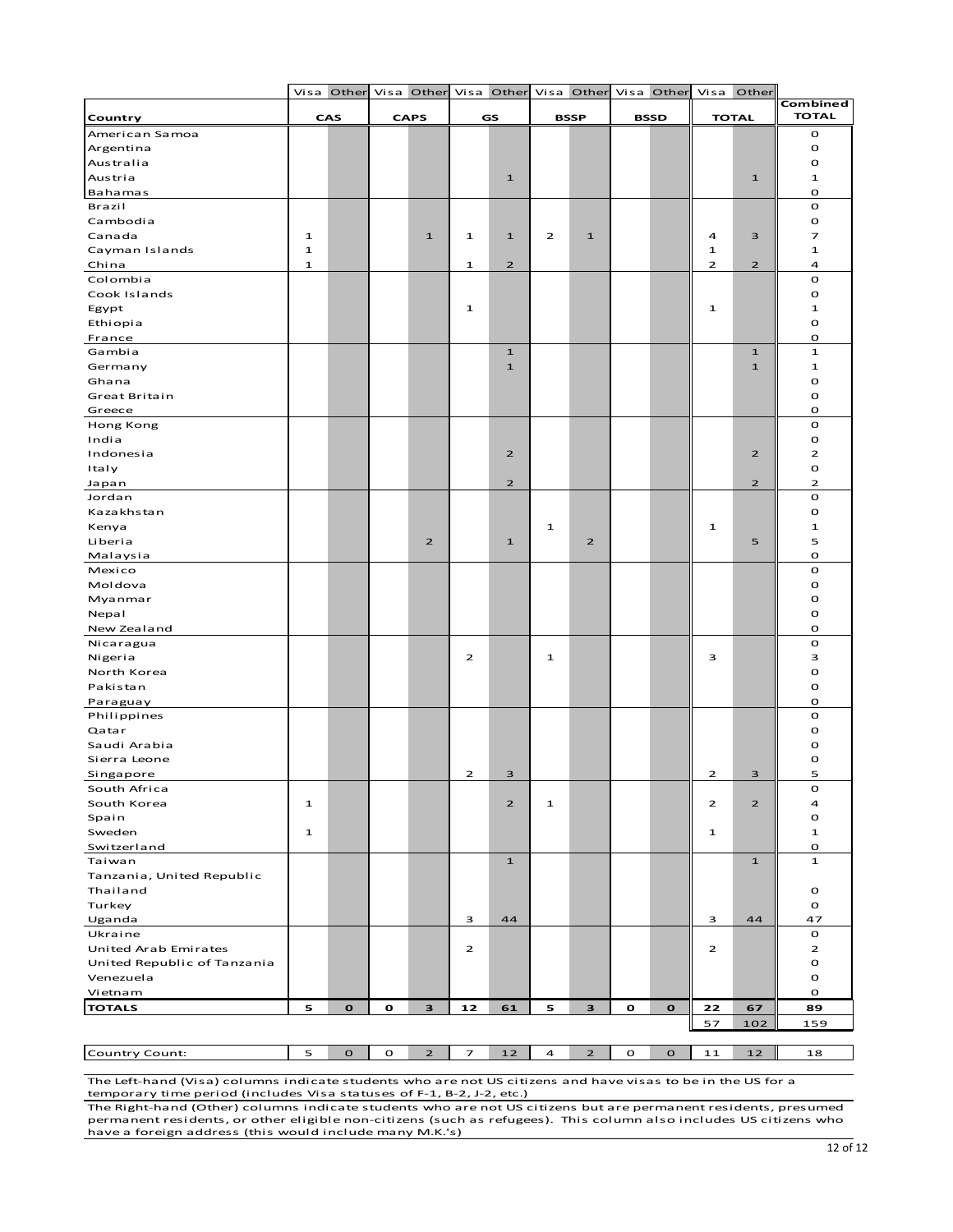| Country | CAS Visa | CAS Other | CAPS Visa | CAPS Other | GS Visa | GS Other | BSSP Visa | BSSP Other | BSSD Visa | BSSD Other | TOTAL Visa | TOTAL Other | Combined TOTAL |
|---|---|---|---|---|---|---|---|---|---|---|---|---|---|
| American Samoa | | | | | | | | | | | | | 0 |
| Argentina | | | | | | | | | | | | | 0 |
| Australia | | | | | | | | | | | | | 0 |
| Austria | | | | | | 1 | | | | | | 1 | 1 |
| Bahamas | | | | | | | | | | | | | 0 |
| Brazil | | | | | | | | | | | | | 0 |
| Cambodia | | | | | | | | | | | | | 0 |
| Canada | 1 | | | 1 | 1 | 1 | 2 | 1 | | | 4 | 3 | 7 |
| Cayman Islands | 1 | | | | | | | | | | 1 | | 1 |
| China | 1 | | | | 1 | 2 | | | | | 2 | 2 | 4 |
| Colombia | | | | | | | | | | | | | 0 |
| Cook Islands | | | | | | | | | | | | | 0 |
| Egypt | | | | | 1 | | | | | | 1 | | 1 |
| Ethiopia | | | | | | | | | | | | | 0 |
| France | | | | | | | | | | | | | 0 |
| Gambia | | | | | | 1 | | | | | | 1 | 1 |
| Germany | | | | | | 1 | | | | | | 1 | 1 |
| Ghana | | | | | | | | | | | | | 0 |
| Great Britain | | | | | | | | | | | | | 0 |
| Greece | | | | | | | | | | | | | 0 |
| Hong Kong | | | | | | | | | | | | | 0 |
| India | | | | | | | | | | | | | 0 |
| Indonesia | | | | | | 2 | | | | | | 2 | 2 |
| Italy | | | | | | | | | | | | | 0 |
| Japan | | | | | | 2 | | | | | | 2 | 2 |
| Jordan | | | | | | | | | | | | | 0 |
| Kazakhstan | | | | | | | | | | | | | 0 |
| Kenya | | | | | | | 1 | | | | 1 | | 1 |
| Liberia | | | | 2 | | 1 | | 2 | | | | 5 | 5 |
| Malaysia | | | | | | | | | | | | | 0 |
| Mexico | | | | | | | | | | | | | 0 |
| Moldova | | | | | | | | | | | | | 0 |
| Myanmar | | | | | | | | | | | | | 0 |
| Nepal | | | | | | | | | | | | | 0 |
| New Zealand | | | | | | | | | | | | | 0 |
| Nicaragua | | | | | | | | | | | | | 0 |
| Nigeria | | | | | 2 | | 1 | | | | 3 | | 3 |
| North Korea | | | | | | | | | | | | | 0 |
| Pakistan | | | | | | | | | | | | | 0 |
| Paraguay | | | | | | | | | | | | | 0 |
| Philippines | | | | | | | | | | | | | 0 |
| Qatar | | | | | | | | | | | | | 0 |
| Saudi Arabia | | | | | | | | | | | | | 0 |
| Sierra Leone | | | | | | | | | | | | | 0 |
| Singapore | | | | | 2 | 3 | | | | | 2 | 3 | 5 |
| South Africa | | | | | | | | | | | | | 0 |
| South Korea | 1 | | | | | 2 | 1 | | | | 2 | 2 | 4 |
| Spain | | | | | | | | | | | | | 0 |
| Sweden | 1 | | | | | | | | | | 1 | | 1 |
| Switzerland | | | | | | | | | | | | | 0 |
| Taiwan | | | | | | 1 | | | | | | 1 | 1 |
| Tanzania, United Republic | | | | | | | | | | | | | |
| Thailand | | | | | | | | | | | | | 0 |
| Turkey | | | | | | | | | | | | | 0 |
| Uganda | | | | | 3 | 44 | | | | | 3 | 44 | 47 |
| Ukraine | | | | | | | | | | | | | 0 |
| United Arab Emirates | | | | | 2 | | | | | | 2 | | 2 |
| United Republic of Tanzania | | | | | | | | | | | | | 0 |
| Venezuela | | | | | | | | | | | | | 0 |
| Vietnam | | | | | | | | | | | | | 0 |
| **TOTALS** | **5** | **0** | **0** | **3** | **12** | **61** | **5** | **3** | **0** | **0** | **22** | **67** | **89** |
| | | | | | | | | | | | 57 | 102 | 159 |
| Country Count: | 5 | 0 | 0 | 2 | 7 | 12 | 4 | 2 | 0 | 0 | 11 | 12 | 18 |

The Left-hand (Visa) columns indicate students who are not US citizens and have visas to be in the US for a temporary time period (includes Visa statuses of F-1, B-2, J-2, etc.)

The Right-hand (Other) columns indicate students who are permanent residents, presumed permanent residents, or other eligible non-citizens (such as refugees). This column also includes US citizens who have a foreign address (this would include many M.K.'s)